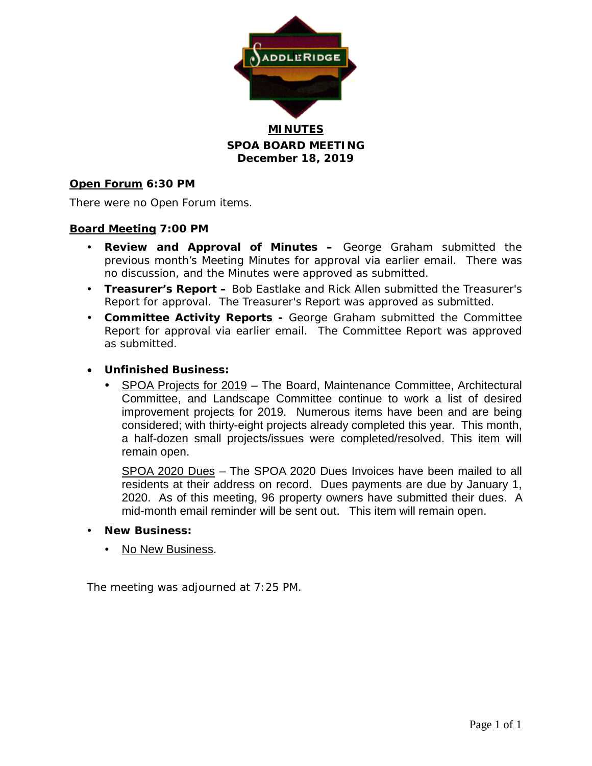# MINUTES

## SPOA BOARD MEETING
## December 18, 2019

**Open Forum 6:30 PM**

There were no Open Forum items.

**Board Meeting 7:00 PM**

- **Review and Approval of Minutes –** George Graham submitted the previous month's Meeting Minutes for approval via earlier email. There was no discussion, and the Minutes were approved as submitted.
- **Treasurer's Report –** Bob Eastlake and Rick Allen submitted the Treasurer's Report for approval. The Treasurer's Report was approved as submitted.
- **Committee Activity Reports -** George Graham submitted the Committee Report for approval via earlier email. The Committee Report was approved as submitted.
- **Unfinished Business:**
  - SPOA Projects for 2019 – The Board, Maintenance Committee, Architectural Committee, and Landscape Committee continue to work a list of desired improvement projects for 2019. Numerous items have been and are being considered; with thirty-eight projects already completed this year. This month, a half-dozen small projects/issues were completed/resolved. This item will remain open.

    SPOA 2020 Dues – The SPOA 2020 Dues Invoices have been mailed to all residents at their address on record. Dues payments are due by January 1, 2020. As of this meeting, 96 property owners have submitted their dues. A mid-month email reminder will be sent out. This item will remain open.
- **New Business:**
  - No New Business.

The meeting was adjourned at 7:25 PM.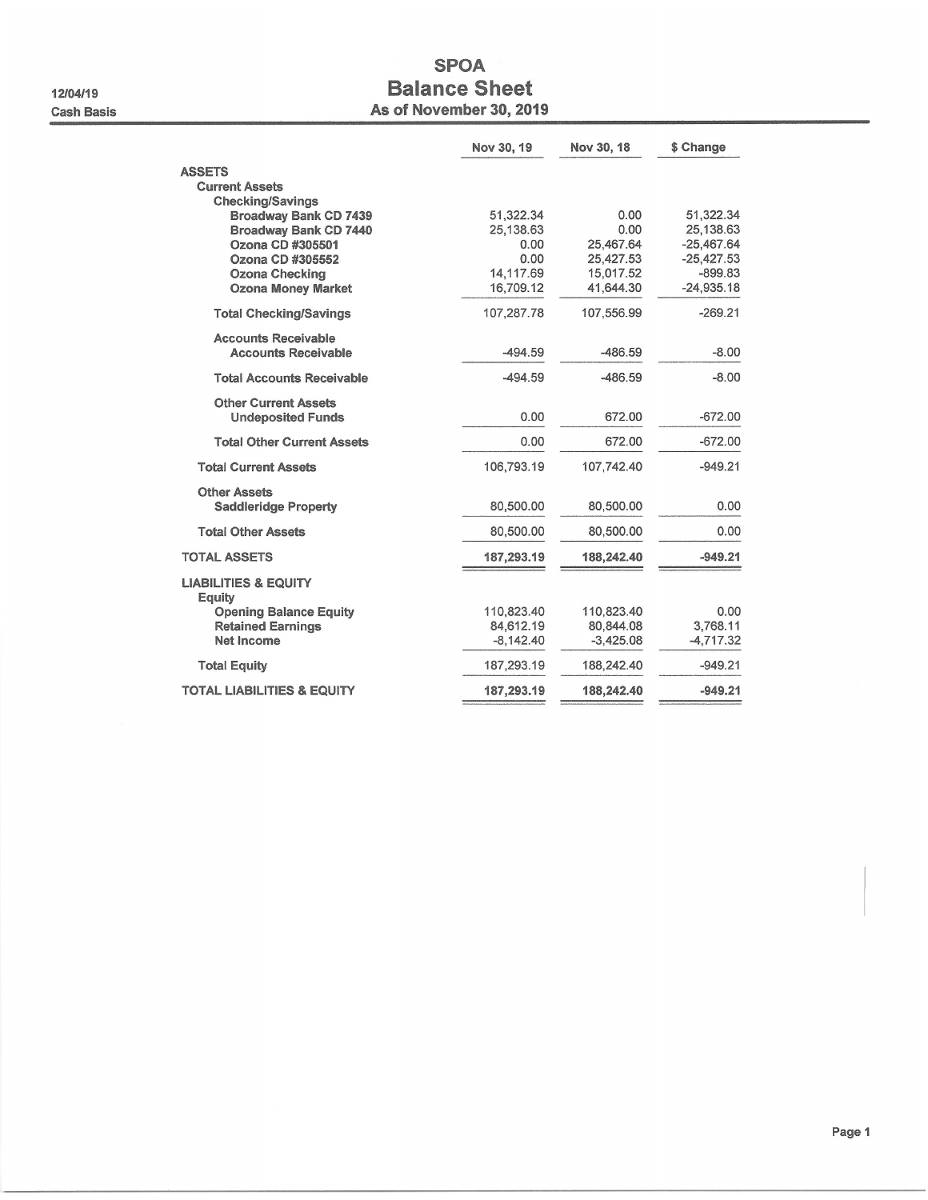12/04/19
Cash Basis

# SPOA
## Balance Sheet
### As of November 30, 2019

| | Nov 30, 19 | Nov 30, 18 | $ Change |
|---|---|---|---|
| **ASSETS** | | | |
| **Current Assets** | | | |
| **Checking/Savings** | | | |
| **Broadway Bank CD 7439** | 51,322.34 | 0.00 | 51,322.34 |
| **Broadway Bank CD 7440** | 25,138.63 | 0.00 | 25,138.63 |
| **Ozona CD #305501** | 0.00 | 25,467.64 | -25,467.64 |
| **Ozona CD #305552** | 0.00 | 25,427.53 | -25,427.53 |
| **Ozona Checking** | 14,117.69 | 15,017.52 | -899.83 |
| **Ozona Money Market** | 16,709.12 | 41,644.30 | -24,935.18 |
| **Total Checking/Savings** | 107,287.78 | 107,556.99 | -269.21 |
| **Accounts Receivable** | | | |
| **Accounts Receivable** | -494.59 | -486.59 | -8.00 |
| **Total Accounts Receivable** | -494.59 | -486.59 | -8.00 |
| **Other Current Assets** | | | |
| **Undeposited Funds** | 0.00 | 672.00 | -672.00 |
| **Total Other Current Assets** | 0.00 | 672.00 | -672.00 |
| **Total Current Assets** | 106,793.19 | 107,742.40 | -949.21 |
| **Other Assets** | | | |
| **Saddleridge Property** | 80,500.00 | 80,500.00 | 0.00 |
| **Total Other Assets** | 80,500.00 | 80,500.00 | 0.00 |
| **TOTAL ASSETS** | **187,293.19** | **188,242.40** | **-949.21** |
| **LIABILITIES & EQUITY** | | | |
| **Equity** | | | |
| **Opening Balance Equity** | 110,823.40 | 110,823.40 | 0.00 |
| **Retained Earnings** | 84,612.19 | 80,844.08 | 3,768.11 |
| **Net Income** | -8,142.40 | -3,425.08 | -4,717.32 |
| **Total Equity** | 187,293.19 | 188,242.40 | -949.21 |
| **TOTAL LIABILITIES & EQUITY** | **187,293.19** | **188,242.40** | **-949.21** |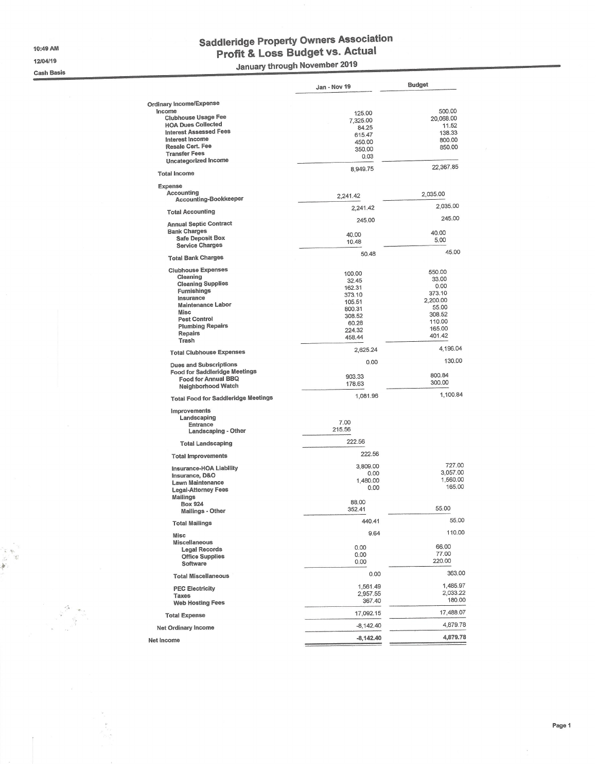10:49 AM

12/04/19

Cash Basis

# Saddleridge Property Owners Association
## Profit & Loss Budget vs. Actual
### January through November 2019

| | Jan - Nov 19 | Budget |
|---|---|---|
| **Ordinary Income/Expense** | | |
| Income | | |
| Clubhouse Usage Fee | 125.00 | 500.00 |
| HOA Dues Collected | 7,325.00 | 20,068.00 |
| Interest Assessed Fees | 84.25 | 11.52 |
| Interest Income | 615.47 | 138.33 |
| Resale Cert. Fee | 450.00 | 800.00 |
| Transfer Fees | 350.00 | 850.00 |
| Uncategorized Income | 0.03 | |
| **Total Income** | 8,949.75 | 22,367.85 |
| Expense | | |
| Accounting | | |
| Accounting-Bookkeeper | 2,241.42 | 2,035.00 |
| **Total Accounting** | 2,241.42 | 2,035.00 |
| Annual Septic Contract | 245.00 | 245.00 |
| Bank Charges | | |
| Safe Deposit Box | 40.00 | 40.00 |
| Service Charges | 10.48 | 5.00 |
| **Total Bank Charges** | 50.48 | 45.00 |
| Clubhouse Expenses | | |
| Cleaning | 100.00 | 550.00 |
| Cleaning Supplies | 32.45 | 33.00 |
| Furnishings | 162.31 | 0.00 |
| Insurance | 373.10 | 373.10 |
| Maintenance Labor | 105.51 | 2,200.00 |
| Misc | 800.31 | 55.00 |
| Pest Control | 308.52 | 308.52 |
| Plumbing Repairs | 60.28 | 110.00 |
| Repairs | 224.32 | 165.00 |
| Trash | 458.44 | 401.42 |
| **Total Clubhouse Expenses** | 2,625.24 | 4,196.04 |
| Dues and Subscriptions | 0.00 | 130.00 |
| Food for Saddleridge Meetings | | |
| Food for Annual BBQ | 903.33 | 800.84 |
| Neighborhood Watch | 178.63 | 300.00 |
| **Total Food for Saddleridge Meetings** | 1,081.96 | 1,100.84 |
| Improvements | | |
| Landscaping | | |
| Entrance | 7.00 | |
| Landscaping - Other | 215.56 | |
| **Total Landscaping** | 222.56 | |
| **Total Improvements** | 222.56 | |
| Insurance-HOA Liability | 3,809.00 | 727.00 |
| Insurance, D&O | 0.00 | 3,057.00 |
| Lawn Maintenance | 1,480.00 | 1,560.00 |
| Legal-Attorney Fees | 0.00 | 165.00 |
| Mailings | | |
| Box 924 | 88.00 | |
| Mailings - Other | 352.41 | 55.00 |
| **Total Mailings** | 440.41 | 55.00 |
| Misc | 9.64 | 110.00 |
| Miscellaneous | | |
| Legal Records | 0.00 | 66.00 |
| Office Supplies | 0.00 | 77.00 |
| Software | 0.00 | 220.00 |
| **Total Miscellaneous** | 0.00 | 363.00 |
| PEC Electricity | 1,561.49 | 1,485.97 |
| Taxes | 2,957.55 | 2,033.22 |
| Web Hosting Fees | 367.40 | 180.00 |
| **Total Expense** | 17,092.15 | 17,488.07 |
| **Net Ordinary Income** | -8,142.40 | 4,879.78 |
| **Net Income** | **-8,142.40** | **4,879.78** |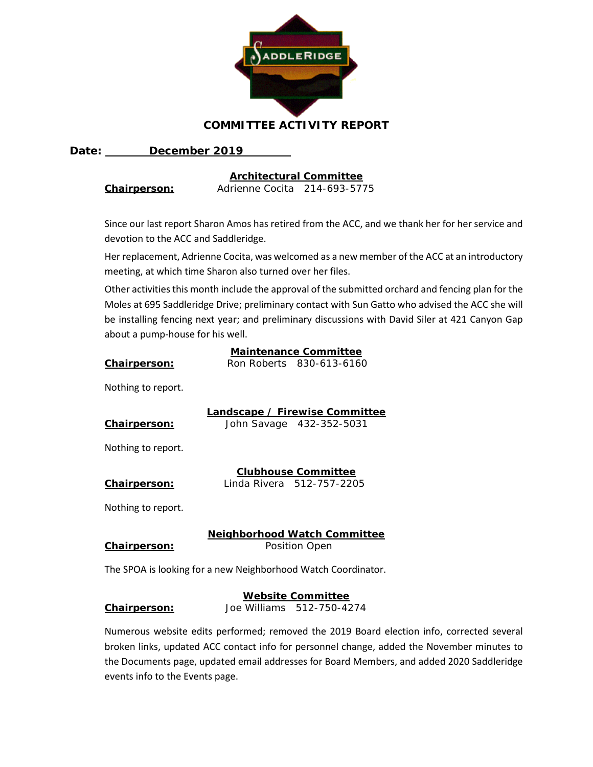# COMMITTEE ACTIVITY REPORT

**Date: December 2019**

## Architectural Committee

**Chairperson:** Adrienne Cocita 214-693-5775

Since our last report Sharon Amos has retired from the ACC, and we thank her for her service and devotion to the ACC and Saddleridge.

Her replacement, Adrienne Cocita, was welcomed as a new member of the ACC at an introductory meeting, at which time Sharon also turned over her files.

Other activities this month include the approval of the submitted orchard and fencing plan for the Moles at 695 Saddleridge Drive; preliminary contact with Sun Gatto who advised the ACC she will be installing fencing next year; and preliminary discussions with David Siler at 421 Canyon Gap about a pump-house for his well.

## Maintenance Committee

**Chairperson:** Ron Roberts 830-613-6160

Nothing to report.

## Landscape / Firewise Committee

**Chairperson:** John Savage 432-352-5031

Nothing to report.

## Clubhouse Committee

**Chairperson:** Linda Rivera 512-757-2205

Nothing to report.

## Neighborhood Watch Committee

**Chairperson:** Position Open

The SPOA is looking for a new Neighborhood Watch Coordinator.

## Website Committee

**Chairperson:** Joe Williams 512-750-4274

Numerous website edits performed; removed the 2019 Board election info, corrected several broken links, updated ACC contact info for personnel change, added the November minutes to the Documents page, updated email addresses for Board Members, and added 2020 Saddleridge events info to the Events page.